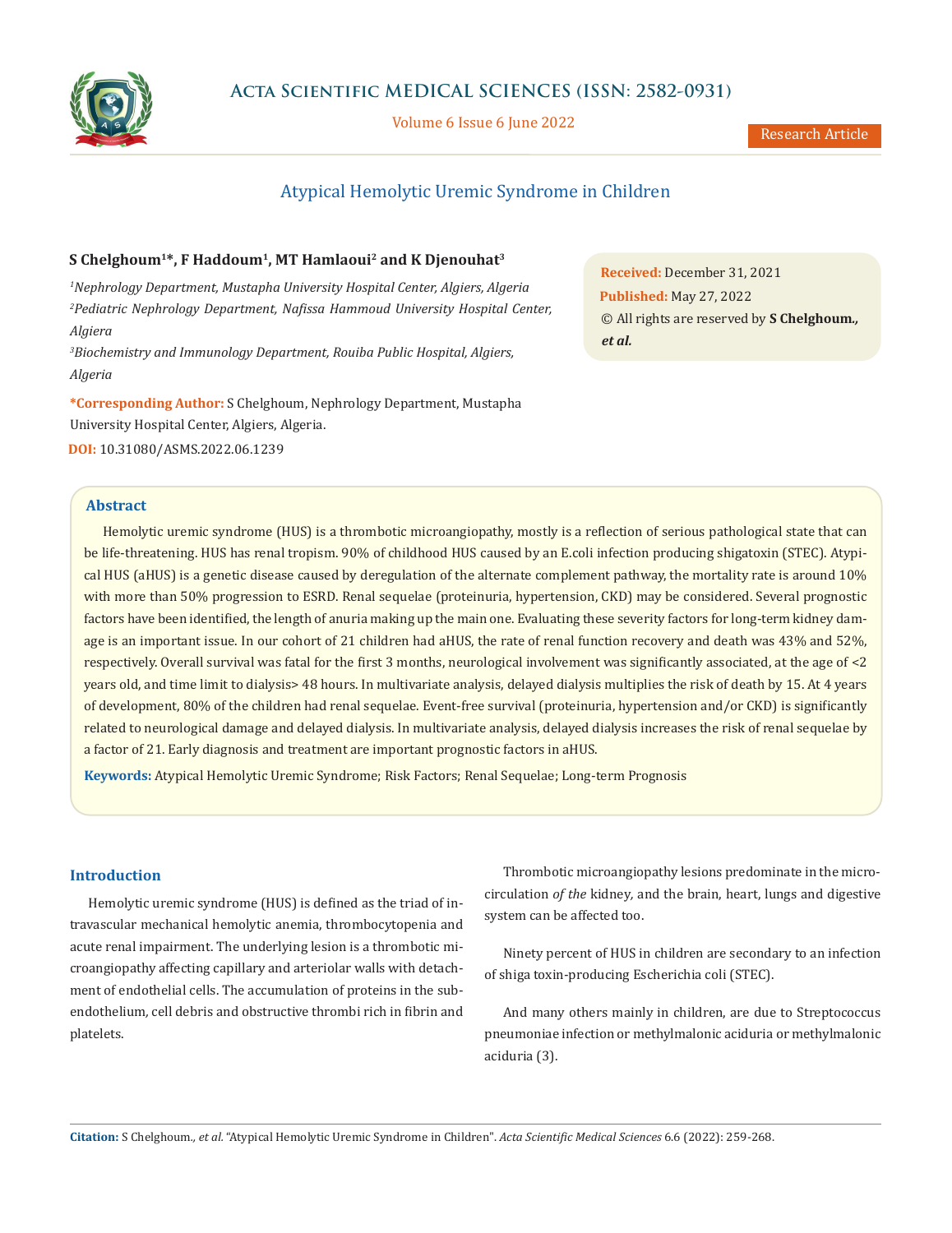# Atypical Hemolytic Uremic Syndrome in Children

**S Chelghoum[1]*, F Haddoum[1], MT Hamlaoui[2] and K Djenouhat[3]**

[1]*Nephrology Department, Mustapha University Hospital Center, Algiers, Algeria*

[2]*Pediatric Nephrology Department, Nafissa Hammoud University Hospital Center, Algiera*

[3]*Biochemistry and Immunology Department, Rouiba Public Hospital, Algiers, Algeria*

**\*Corresponding Author:** S Chelghoum, Nephrology Department, Mustapha University Hospital Center, Algiers, Algeria.

**DOI:** 10.31080/ASMS.2022.06.1239

**Received:** December 31, 2021

**Published:** May 27, 2022

© All rights are reserved by **S Chelghoum., *et al.***

## Abstract

Hemolytic uremic syndrome (HUS) is a thrombotic microangiopathy, mostly is a reflection of serious pathological state that can be life-threatening. HUS has renal tropism. 90% of childhood HUS caused by an E.coli infection producing shigatoxin (STEC). Atypical HUS (aHUS) is a genetic disease caused by deregulation of the alternate complement pathway, the mortality rate is around 10% with more than 50% progression to ESRD. Renal sequelae (proteinuria, hypertension, CKD) may be considered. Several prognostic factors have been identified, the length of anuria making up the main one. Evaluating these severity factors for long-term kidney damage is an important issue. In our cohort of 21 children had aHUS, the rate of renal function recovery and death was 43% and 52%, respectively. Overall survival was fatal for the first 3 months, neurological involvement was significantly associated, at the age of <2 years old, and time limit to dialysis> 48 hours. In multivariate analysis, delayed dialysis multiplies the risk of death by 15. At 4 years of development, 80% of the children had renal sequelae. Event-free survival (proteinuria, hypertension and/or CKD) is significantly related to neurological damage and delayed dialysis. In multivariate analysis, delayed dialysis increases the risk of renal sequelae by a factor of 21. Early diagnosis and treatment are important prognostic factors in aHUS.

**Keywords:** Atypical Hemolytic Uremic Syndrome; Risk Factors; Renal Sequelae; Long-term Prognosis

## Introduction

Hemolytic uremic syndrome (HUS) is defined as the triad of intravascular mechanical hemolytic anemia, thrombocytopenia and acute renal impairment. The underlying lesion is a thrombotic microangiopathy affecting capillary and arteriolar walls with detachment of endothelial cells. The accumulation of proteins in the subendothelium, cell debris and obstructive thrombi rich in fibrin and platelets.

Thrombotic microangiopathy lesions predominate in the microcirculation *of the* kidney, and the brain, heart, lungs and digestive system can be affected too.

Ninety percent of HUS in children are secondary to an infection of shiga toxin-producing Escherichia coli (STEC).

And many others mainly in children, are due to Streptococcus pneumoniae infection or methylmalonic aciduria or methylmalonic aciduria (3).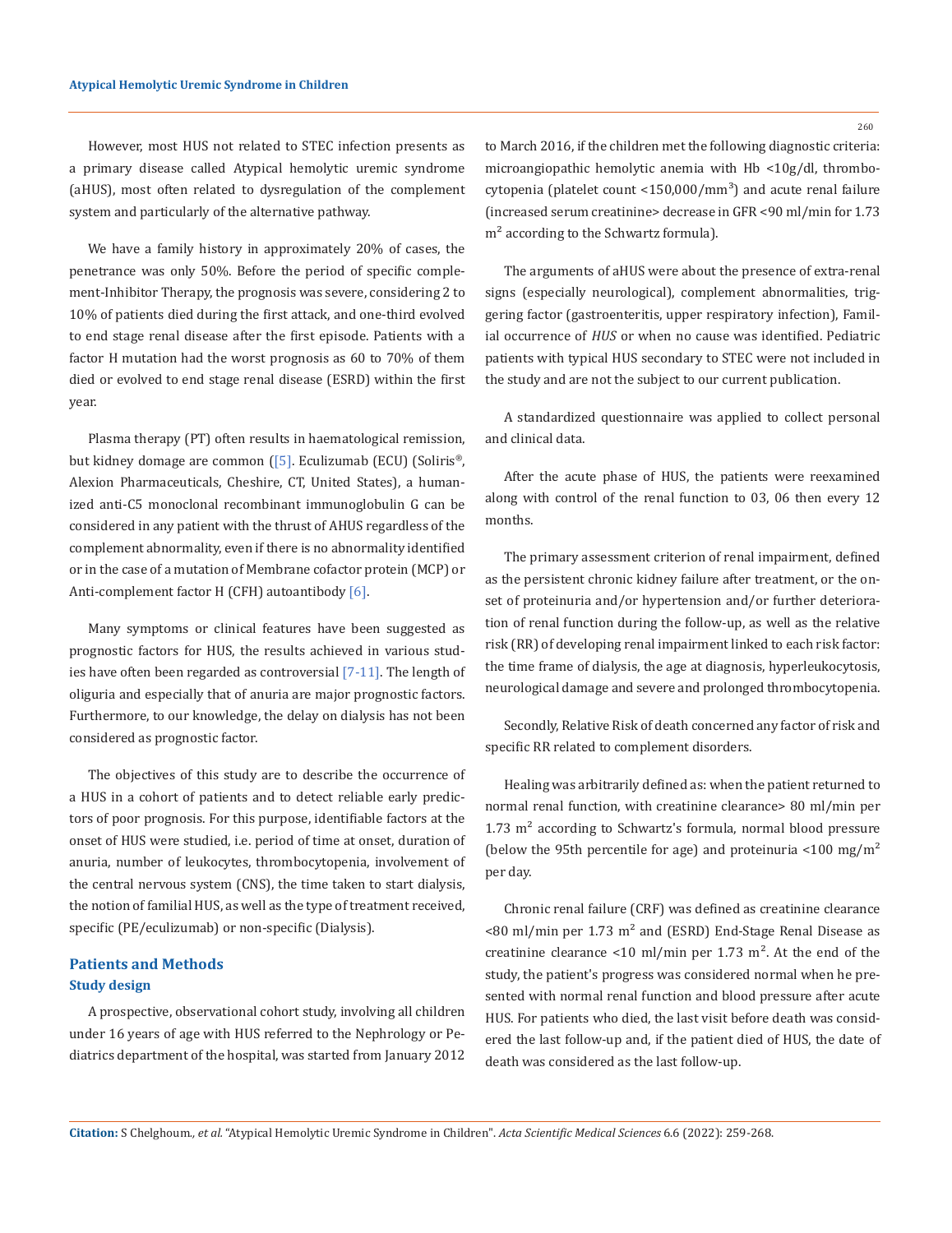However, most HUS not related to STEC infection presents as a primary disease called Atypical hemolytic uremic syndrome (aHUS), most often related to dysregulation of the complement system and particularly of the alternative pathway.

We have a family history in approximately 20% of cases, the penetrance was only 50%. Before the period of specific complement-Inhibitor Therapy, the prognosis was severe, considering 2 to 10% of patients died during the first attack, and one-third evolved to end stage renal disease after the first episode. Patients with a factor H mutation had the worst prognosis as 60 to 70% of them died or evolved to end stage renal disease (ESRD) within the first year.

Plasma therapy (PT) often results in haematological remission, but kidney domage are common ([5]. Eculizumab (ECU) (Soliris®, Alexion Pharmaceuticals, Cheshire, CT, United States), a humanized anti-C5 monoclonal recombinant immunoglobulin G can be considered in any patient with the thrust of AHUS regardless of the complement abnormality, even if there is no abnormality identified or in the case of a mutation of Membrane cofactor protein (MCP) or Anti-complement factor H (CFH) autoantibody [6].

Many symptoms or clinical features have been suggested as prognostic factors for HUS, the results achieved in various studies have often been regarded as controversial [7-11]. The length of oliguria and especially that of anuria are major prognostic factors. Furthermore, to our knowledge, the delay on dialysis has not been considered as prognostic factor.

The objectives of this study are to describe the occurrence of a HUS in a cohort of patients and to detect reliable early predictors of poor prognosis. For this purpose, identifiable factors at the onset of HUS were studied, i.e. period of time at onset, duration of anuria, number of leukocytes, thrombocytopenia, involvement of the central nervous system (CNS), the time taken to start dialysis, the notion of familial HUS, as well as the type of treatment received, specific (PE/eculizumab) or non-specific (Dialysis).

## Patients and Methods

### Study design

A prospective, observational cohort study, involving all children under 16 years of age with HUS referred to the Nephrology or Pediatrics department of the hospital, was started from January 2012 to March 2016, if the children met the following diagnostic criteria: microangiopathic hemolytic anemia with Hb <10g/dl, thrombocytopenia (platelet count <150,000/mm$^3$) and acute renal failure (increased serum creatinine> decrease in GFR <90 ml/min for 1.73 m$^2$ according to the Schwartz formula).

The arguments of aHUS were about the presence of extra-renal signs (especially neurological), complement abnormalities, triggering factor (gastroenteritis, upper respiratory infection), Familial occurrence of *HUS* or when no cause was identified. Pediatric patients with typical HUS secondary to STEC were not included in the study and are not the subject to our current publication.

A standardized questionnaire was applied to collect personal and clinical data.

After the acute phase of HUS, the patients were reexamined along with control of the renal function to 03, 06 then every 12 months.

The primary assessment criterion of renal impairment, defined as the persistent chronic kidney failure after treatment, or the onset of proteinuria and/or hypertension and/or further deterioration of renal function during the follow-up, as well as the relative risk (RR) of developing renal impairment linked to each risk factor: the time frame of dialysis, the age at diagnosis, hyperleukocytosis, neurological damage and severe and prolonged thrombocytopenia.

Secondly, Relative Risk of death concerned any factor of risk and specific RR related to complement disorders.

Healing was arbitrarily defined as: when the patient returned to normal renal function, with creatinine clearance> 80 ml/min per 1.73 m$^2$ according to Schwartz's formula, normal blood pressure (below the 95th percentile for age) and proteinuria <100 mg/m$^2$ per day.

Chronic renal failure (CRF) was defined as creatinine clearance <80 ml/min per 1.73 m$^2$ and (ESRD) End-Stage Renal Disease as creatinine clearance <10 ml/min per 1.73 m$^2$. At the end of the study, the patient's progress was considered normal when he presented with normal renal function and blood pressure after acute HUS. For patients who died, the last visit before death was considered the last follow-up and, if the patient died of HUS, the date of death was considered as the last follow-up.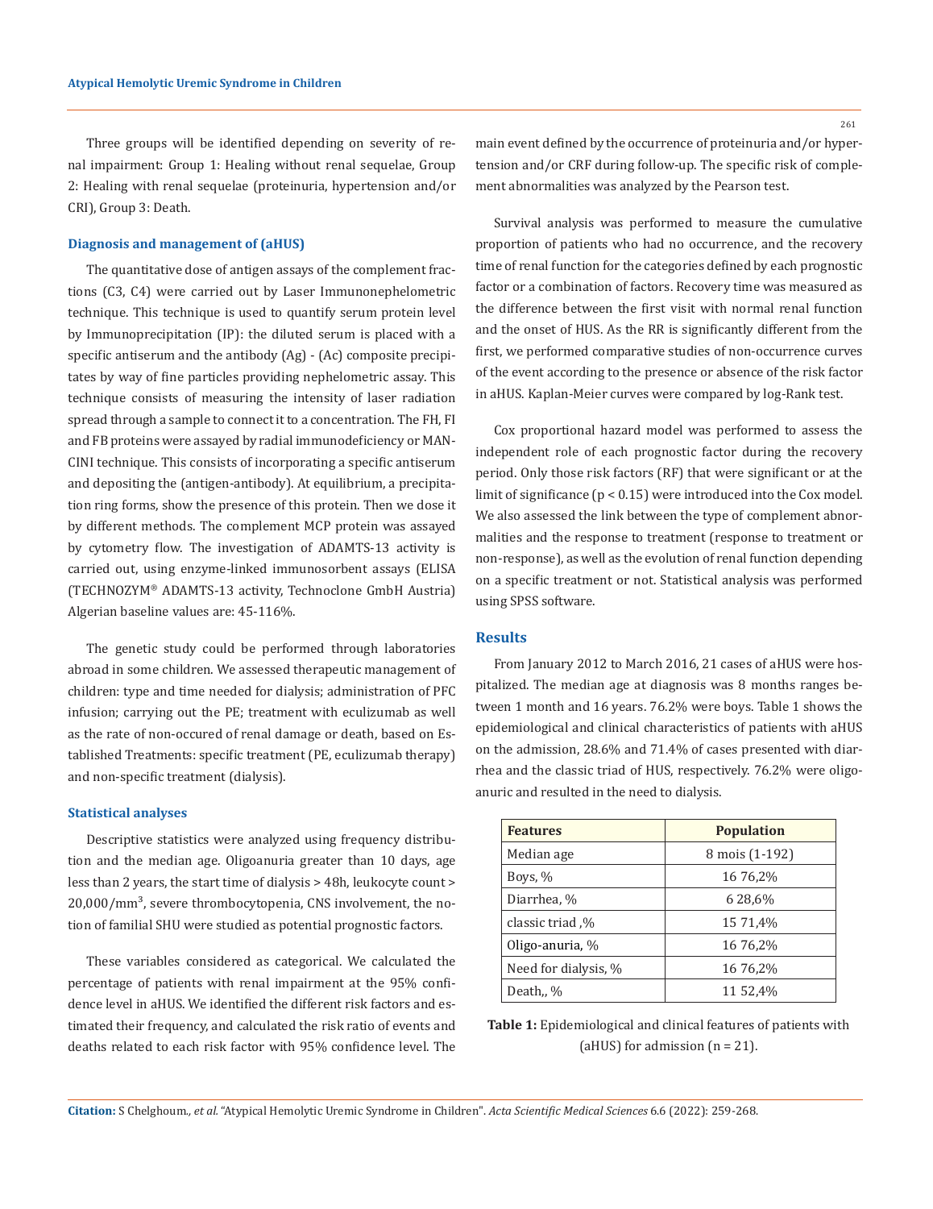Three groups will be identified depending on severity of renal impairment: Group 1: Healing without renal sequelae, Group 2: Healing with renal sequelae (proteinuria, hypertension and/or CRI), Group 3: Death.

### Diagnosis and management of (aHUS)

The quantitative dose of antigen assays of the complement fractions (C3, C4) were carried out by Laser Immunonephelometric technique. This technique is used to quantify serum protein level by Immunoprecipitation (IP): the diluted serum is placed with a specific antiserum and the antibody (Ag) - (Ac) composite precipitates by way of fine particles providing nephelometric assay. This technique consists of measuring the intensity of laser radiation spread through a sample to connect it to a concentration. The FH, FI and FB proteins were assayed by radial immunodeficiency or MANCINI technique. This consists of incorporating a specific antiserum and depositing the (antigen-antibody). At equilibrium, a precipitation ring forms, show the presence of this protein. Then we dose it by different methods. The complement MCP protein was assayed by cytometry flow. The investigation of ADAMTS-13 activity is carried out, using enzyme-linked immunosorbent assays (ELISA (TECHNOZYM® ADAMTS-13 activity, Technoclone GmbH Austria) Algerian baseline values are: 45-116%.

The genetic study could be performed through laboratories abroad in some children. We assessed therapeutic management of children: type and time needed for dialysis; administration of PFC infusion; carrying out the PE; treatment with eculizumab as well as the rate of non-occured of renal damage or death, based on Established Treatments: specific treatment (PE, eculizumab therapy) and non-specific treatment (dialysis).

### Statistical analyses

Descriptive statistics were analyzed using frequency distribution and the median age. Oligoanuria greater than 10 days, age less than 2 years, the start time of dialysis > 48h, leukocyte count > 20,000/mm$^3$, severe thrombocytopenia, CNS involvement, the notion of familial SHU were studied as potential prognostic factors.

These variables considered as categorical. We calculated the percentage of patients with renal impairment at the 95% confidence level in aHUS. We identified the different risk factors and estimated their frequency, and calculated the risk ratio of events and deaths related to each risk factor with 95% confidence level. The main event defined by the occurrence of proteinuria and/or hypertension and/or CRF during follow-up. The specific risk of complement abnormalities was analyzed by the Pearson test.

Survival analysis was performed to measure the cumulative proportion of patients who had no occurrence, and the recovery time of renal function for the categories defined by each prognostic factor or a combination of factors. Recovery time was measured as the difference between the first visit with normal renal function and the onset of HUS. As the RR is significantly different from the first, we performed comparative studies of non-occurrence curves of the event according to the presence or absence of the risk factor in aHUS. Kaplan-Meier curves were compared by log-Rank test.

Cox proportional hazard model was performed to assess the independent role of each prognostic factor during the recovery period. Only those risk factors (RF) that were significant or at the limit of significance ($p < 0.15$) were introduced into the Cox model. We also assessed the link between the type of complement abnormalities and the response to treatment (response to treatment or non-response), as well as the evolution of renal function depending on a specific treatment or not. Statistical analysis was performed using SPSS software.

## Results

From January 2012 to March 2016, 21 cases of aHUS were hospitalized. The median age at diagnosis was 8 months ranges between 1 month and 16 years. 76.2% were boys. Table 1 shows the epidemiological and clinical characteristics of patients with aHUS on the admission, 28.6% and 71.4% of cases presented with diarrhea and the classic triad of HUS, respectively. 76.2% were oligoanuric and resulted in the need to dialysis.

| Features | Population |
|---|---|
| Median age | 8 mois (1-192) |
| Boys, % | 16 76,2% |
| Diarrhea, % | 6 28,6% |
| classic triad ,% | 15 71,4% |
| Oligo-anuria, % | 16 76,2% |
| Need for dialysis, % | 16 76,2% |
| Death,, % | 11 52,4% |

**Table 1:** Epidemiological and clinical features of patients with (aHUS) for admission (n = 21).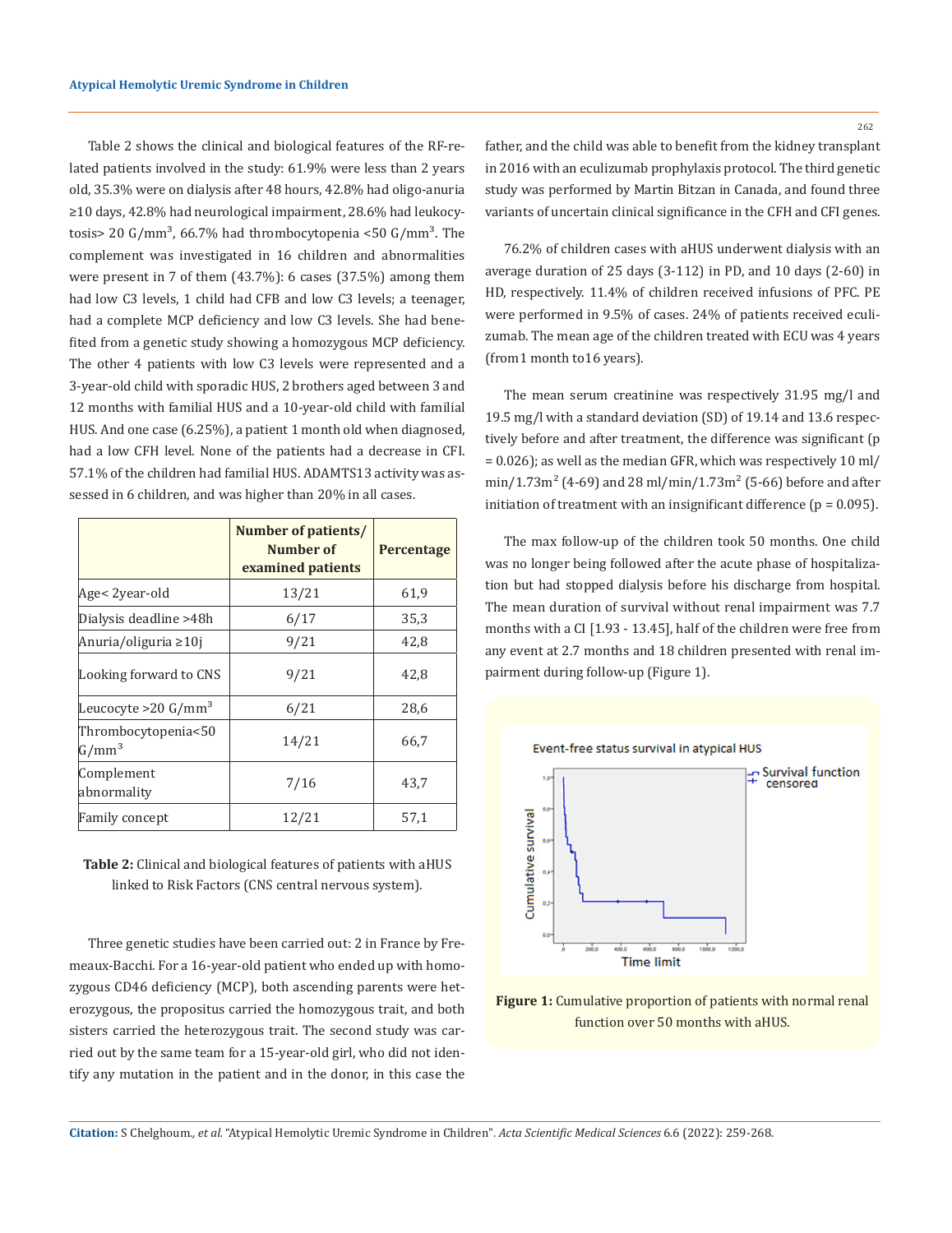Table 2 shows the clinical and biological features of the RF-related patients involved in the study: 61.9% were less than 2 years old, 35.3% were on dialysis after 48 hours, 42.8% had oligo-anuria ≥10 days, 42.8% had neurological impairment, 28.6% had leukocytosis> 20 G/mm$^3$, 66.7% had thrombocytopenia <50 G/mm$^3$. The complement was investigated in 16 children and abnormalities were present in 7 of them (43.7%): 6 cases (37.5%) among them had low C3 levels, 1 child had CFB and low C3 levels; a teenager, had a complete MCP deficiency and low C3 levels. She had benefited from a genetic study showing a homozygous MCP deficiency. The other 4 patients with low C3 levels were represented and a 3-year-old child with sporadic HUS, 2 brothers aged between 3 and 12 months with familial HUS and a 10-year-old child with familial HUS. And one case (6.25%), a patient 1 month old when diagnosed, had a low CFH level. None of the patients had a decrease in CFI. 57.1% of the children had familial HUS. ADAMTS13 activity was assessed in 6 children, and was higher than 20% in all cases.

| | Number of patients/ Number of examined patients | Percentage |
|---|---|---|
| Age< 2year-old | 13/21 | 61,9 |
| Dialysis deadline >48h | 6/17 | 35,3 |
| Anuria/oliguria ≥10j | 9/21 | 42,8 |
| Looking forward to CNS | 9/21 | 42,8 |
| Leucocyte >20 G/mm$^3$ | 6/21 | 28,6 |
| Thrombocytopenia<50 G/mm$^3$ | 14/21 | 66,7 |
| Complement abnormality | 7/16 | 43,7 |
| Family concept | 12/21 | 57,1 |

**Table 2:** Clinical and biological features of patients with aHUS linked to Risk Factors (CNS central nervous system).

Three genetic studies have been carried out: 2 in France by Fremeaux-Bacchi. For a 16-year-old patient who ended up with homozygous CD46 deficiency (MCP), both ascending parents were heterozygous, the propositus carried the homozygous trait, and both sisters carried the heterozygous trait. The second study was carried out by the same team for a 15-year-old girl, who did not identify any mutation in the patient and in the donor, in this case the father, and the child was able to benefit from the kidney transplant in 2016 with an eculizumab prophylaxis protocol. The third genetic study was performed by Martin Bitzan in Canada, and found three variants of uncertain clinical significance in the CFH and CFI genes.

76.2% of children cases with aHUS underwent dialysis with an average duration of 25 days (3-112) in PD, and 10 days (2-60) in HD, respectively. 11.4% of children received infusions of PFC. PE were performed in 9.5% of cases. 24% of patients received eculizumab. The mean age of the children treated with ECU was 4 years (from1 month to16 years).

The mean serum creatinine was respectively 31.95 mg/l and 19.5 mg/l with a standard deviation (SD) of 19.14 and 13.6 respectively before and after treatment, the difference was significant ($p = 0.026$); as well as the median GFR, which was respectively 10 ml/min/1.73m$^2$ (4-69) and 28 ml/min/1.73m$^2$ (5-66) before and after initiation of treatment with an insignificant difference ($p = 0.095$).

The max follow-up of the children took 50 months. One child was no longer being followed after the acute phase of hospitalization but had stopped dialysis before his discharge from hospital. The mean duration of survival without renal impairment was 7.7 months with a CI [1.93 - 13.45], half of the children were free from any event at 2.7 months and 18 children presented with renal impairment during follow-up (Figure 1).

**Figure 1:** Cumulative proportion of patients with normal renal function over 50 months with aHUS.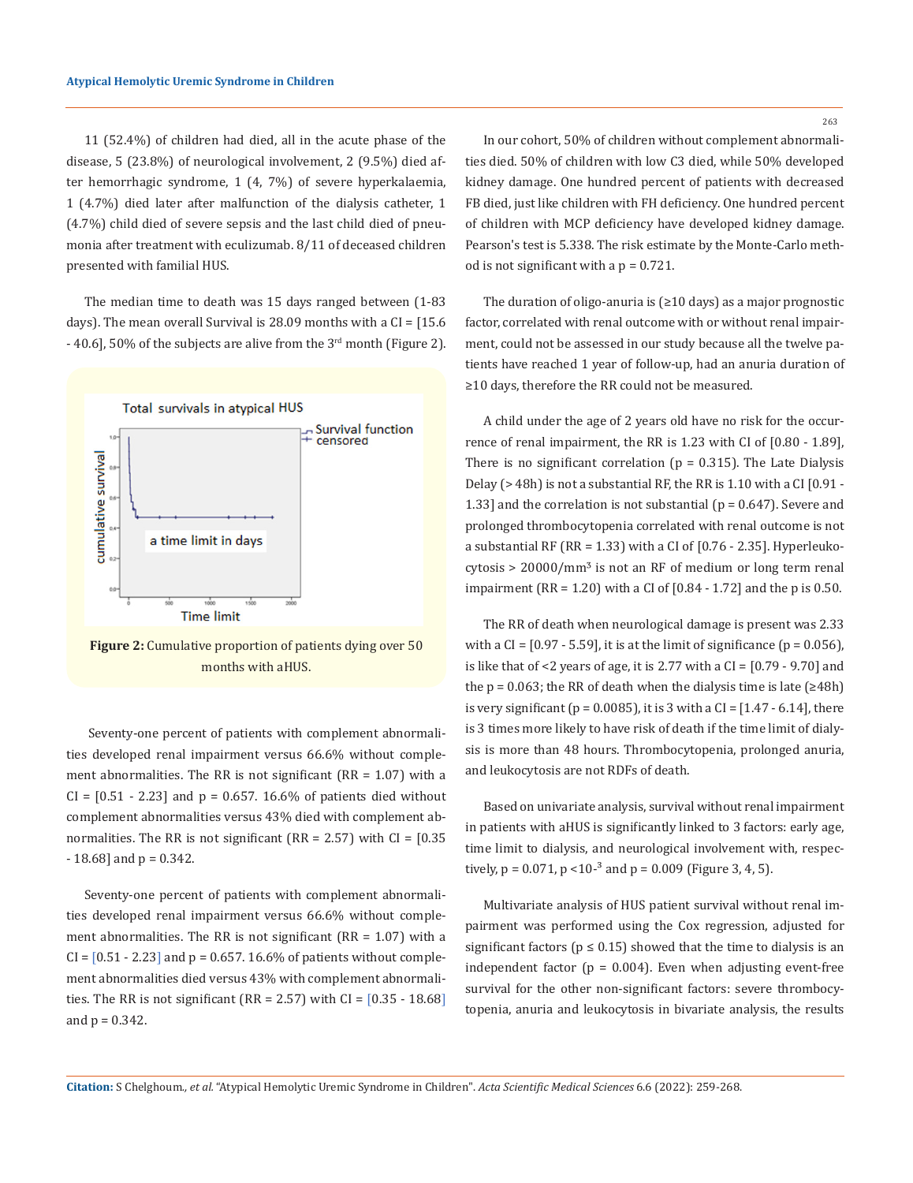11 (52.4%) of children had died, all in the acute phase of the disease, 5 (23.8%) of neurological involvement, 2 (9.5%) died after hemorrhagic syndrome, 1 (4, 7%) of severe hyperkalaemia, 1 (4.7%) died later after malfunction of the dialysis catheter, 1 (4.7%) child died of severe sepsis and the last child died of pneumonia after treatment with eculizumab. 8/11 of deceased children presented with familial HUS.

The median time to death was 15 days ranged between (1-83 days). The mean overall Survival is 28.09 months with a CI = [15.6 - 40.6], 50% of the subjects are alive from the 3rd month (Figure 2).

**Figure 2:** Cumulative proportion of patients dying over 50 months with aHUS.

Seventy-one percent of patients with complement abnormalities developed renal impairment versus 66.6% without complement abnormalities. The RR is not significant (RR = 1.07) with a CI = [0.51 - 2.23] and p = 0.657. 16.6% of patients died without complement abnormalities versus 43% died with complement abnormalities. The RR is not significant (RR = 2.57) with CI = [0.35 - 18.68] and p = 0.342.

Seventy-one percent of patients with complement abnormalities developed renal impairment versus 66.6% without complement abnormalities. The RR is not significant (RR = 1.07) with a CI = [0.51 - 2.23] and p = 0.657. 16.6% of patients without complement abnormalities died versus 43% with complement abnormalities. The RR is not significant (RR = 2.57) with CI = [0.35 - 18.68] and p = 0.342.

In our cohort, 50% of children without complement abnormalities died. 50% of children with low C3 died, while 50% developed kidney damage. One hundred percent of patients with decreased FB died, just like children with FH deficiency. One hundred percent of children with MCP deficiency have developed kidney damage. Pearson's test is 5.338. The risk estimate by the Monte-Carlo method is not significant with a p = 0.721.

The duration of oligo-anuria is (≥10 days) as a major prognostic factor, correlated with renal outcome with or without renal impairment, could not be assessed in our study because all the twelve patients have reached 1 year of follow-up, had an anuria duration of ≥10 days, therefore the RR could not be measured.

A child under the age of 2 years old have no risk for the occurrence of renal impairment, the RR is 1.23 with CI of [0.80 - 1.89], There is no significant correlation (p = 0.315). The Late Dialysis Delay (> 48h) is not a substantial RF, the RR is 1.10 with a CI [0.91 - 1.33] and the correlation is not substantial (p = 0.647). Severe and prolonged thrombocytopenia correlated with renal outcome is not a substantial RF (RR = 1.33) with a CI of [0.76 - 2.35]. Hyperleukocytosis > 20000/mm$^3$ is not an RF of medium or long term renal impairment (RR = 1.20) with a CI of [0.84 - 1.72] and the p is 0.50.

The RR of death when neurological damage is present was 2.33 with a CI = [0.97 - 5.59], it is at the limit of significance (p = 0.056), is like that of <2 years of age, it is 2.77 with a CI = [0.79 - 9.70] and the p = 0.063; the RR of death when the dialysis time is late (≥48h) is very significant (p = 0.0085), it is 3 with a CI = [1.47 - 6.14], there is 3 times more likely to have risk of death if the time limit of dialysis is more than 48 hours. Thrombocytopenia, prolonged anuria, and leukocytosis are not RDFs of death.

Based on univariate analysis, survival without renal impairment in patients with aHUS is significantly linked to 3 factors: early age, time limit to dialysis, and neurological involvement with, respectively, p = 0.071, p <10$^{-3}$ and p = 0.009 (Figure 3, 4, 5).

Multivariate analysis of HUS patient survival without renal impairment was performed using the Cox regression, adjusted for significant factors (p ≤ 0.15) showed that the time to dialysis is an independent factor (p = 0.004). Even when adjusting event-free survival for the other non-significant factors: severe thrombocytopenia, anuria and leukocytosis in bivariate analysis, the results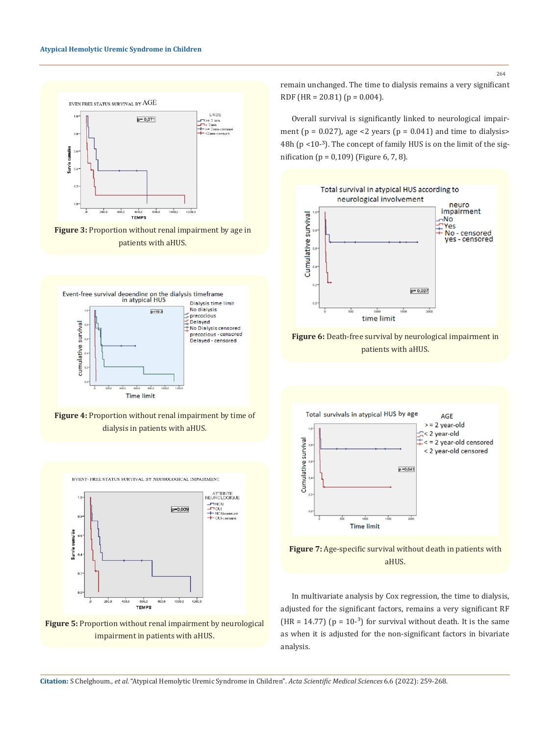**Figure 3:** Proportion without renal impairment by age in patients with aHUS.

**Figure 4:** Proportion without renal impairment by time of dialysis in patients with aHUS.

**Figure 5:** Proportion without renal impairment by neurological impairment in patients with aHUS.

remain unchanged. The time to dialysis remains a very significant RDF (HR = 20.81) (p = 0.004).

Overall survival is significantly linked to neurological impairment (p = 0.027), age <2 years (p = 0.041) and time to dialysis> 48h (p <$10^{-3}$). The concept of family HUS is on the limit of the signification (p = 0,109) (Figure 6, 7, 8).

**Figure 6:** Death-free survival by neurological impairment in patients with aHUS.

**Figure 7:** Age-specific survival without death in patients with aHUS.

In multivariate analysis by Cox regression, the time to dialysis, adjusted for the significant factors, remains a very significant RF (HR = 14.77) (p = $10^{-3}$) for survival without death. It is the same as when it is adjusted for the non-significant factors in bivariate analysis.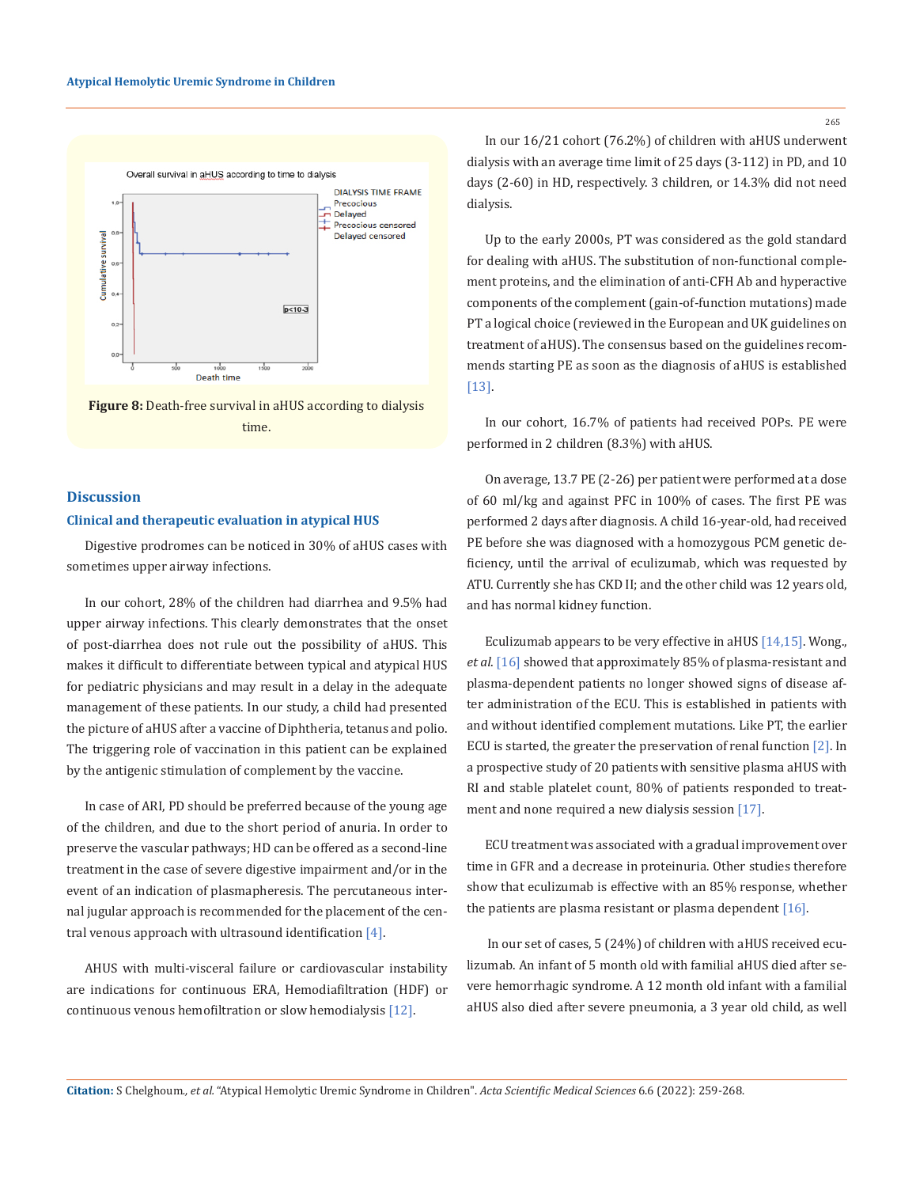Figure 8: Death-free survival in aHUS according to dialysis time.

## Discussion

### Clinical and therapeutic evaluation in atypical HUS

Digestive prodromes can be noticed in 30% of aHUS cases with sometimes upper airway infections.

In our cohort, 28% of the children had diarrhea and 9.5% had upper airway infections. This clearly demonstrates that the onset of post-diarrhea does not rule out the possibility of aHUS. This makes it difficult to differentiate between typical and atypical HUS for pediatric physicians and may result in a delay in the adequate management of these patients. In our study, a child had presented the picture of aHUS after a vaccine of Diphtheria, tetanus and polio. The triggering role of vaccination in this patient can be explained by the antigenic stimulation of complement by the vaccine.

In case of ARI, PD should be preferred because of the young age of the children, and due to the short period of anuria. In order to preserve the vascular pathways; HD can be offered as a second-line treatment in the case of severe digestive impairment and/or in the event of an indication of plasmapheresis. The percutaneous internal jugular approach is recommended for the placement of the central venous approach with ultrasound identification [4].

AHUS with multi-visceral failure or cardiovascular instability are indications for continuous ERA, Hemodiafiltration (HDF) or continuous venous hemofiltration or slow hemodialysis [12].

In our 16/21 cohort (76.2%) of children with aHUS underwent dialysis with an average time limit of 25 days (3-112) in PD, and 10 days (2-60) in HD, respectively. 3 children, or 14.3% did not need dialysis.

Up to the early 2000s, PT was considered as the gold standard for dealing with aHUS. The substitution of non-functional complement proteins, and the elimination of anti-CFH Ab and hyperactive components of the complement (gain-of-function mutations) made PT a logical choice (reviewed in the European and UK guidelines on treatment of aHUS). The consensus based on the guidelines recommends starting PE as soon as the diagnosis of aHUS is established [13].

In our cohort, 16.7% of patients had received POPs. PE were performed in 2 children (8.3%) with aHUS.

On average, 13.7 PE (2-26) per patient were performed at a dose of 60 ml/kg and against PFC in 100% of cases. The first PE was performed 2 days after diagnosis. A child 16-year-old, had received PE before she was diagnosed with a homozygous PCM genetic deficiency, until the arrival of eculizumab, which was requested by ATU. Currently she has CKD II; and the other child was 12 years old, and has normal kidney function.

Eculizumab appears to be very effective in aHUS [14,15]. Wong., *et al*. [16] showed that approximately 85% of plasma-resistant and plasma-dependent patients no longer showed signs of disease after administration of the ECU. This is established in patients with and without identified complement mutations. Like PT, the earlier ECU is started, the greater the preservation of renal function [2]. In a prospective study of 20 patients with sensitive plasma aHUS with RI and stable platelet count, 80% of patients responded to treatment and none required a new dialysis session [17].

ECU treatment was associated with a gradual improvement over time in GFR and a decrease in proteinuria. Other studies therefore show that eculizumab is effective with an 85% response, whether the patients are plasma resistant or plasma dependent [16].

In our set of cases, 5 (24%) of children with aHUS received eculizumab. An infant of 5 month old with familial aHUS died after severe hemorrhagic syndrome. A 12 month old infant with a familial aHUS also died after severe pneumonia, a 3 year old child, as well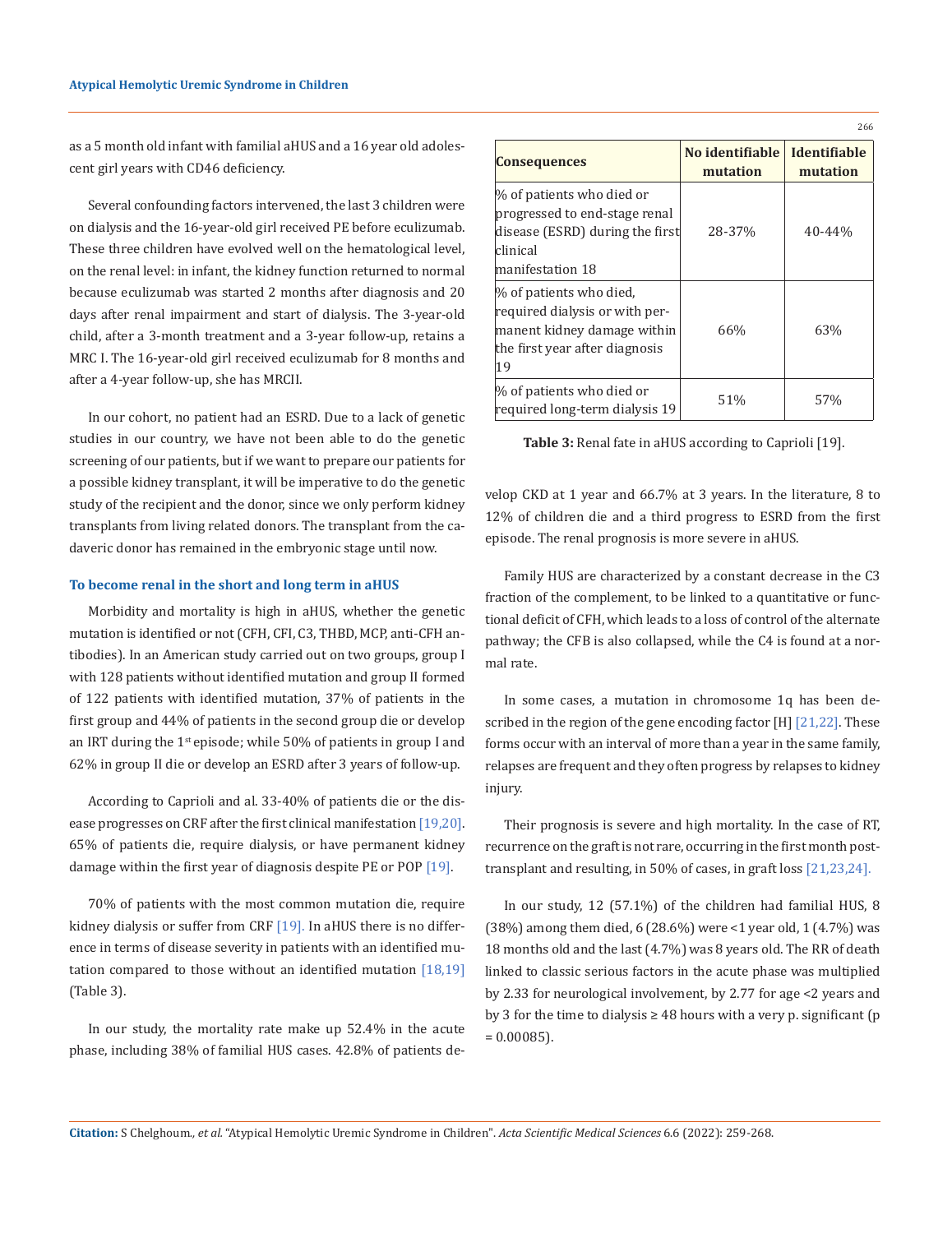as a 5 month old infant with familial aHUS and a 16 year old adolescent girl years with CD46 deficiency.

Several confounding factors intervened, the last 3 children were on dialysis and the 16-year-old girl received PE before eculizumab. These three children have evolved well on the hematological level, on the renal level: in infant, the kidney function returned to normal because eculizumab was started 2 months after diagnosis and 20 days after renal impairment and start of dialysis. The 3-year-old child, after a 3-month treatment and a 3-year follow-up, retains a MRC I. The 16-year-old girl received eculizumab for 8 months and after a 4-year follow-up, she has MRCII.

In our cohort, no patient had an ESRD. Due to a lack of genetic studies in our country, we have not been able to do the genetic screening of our patients, but if we want to prepare our patients for a possible kidney transplant, it will be imperative to do the genetic study of the recipient and the donor, since we only perform kidney transplants from living related donors. The transplant from the cadaveric donor has remained in the embryonic stage until now.

### To become renal in the short and long term in aHUS

Morbidity and mortality is high in aHUS, whether the genetic mutation is identified or not (CFH, CFI, C3, THBD, MCP, anti-CFH antibodies). In an American study carried out on two groups, group I with 128 patients without identified mutation and group II formed of 122 patients with identified mutation, 37% of patients in the first group and 44% of patients in the second group die or develop an IRT during the 1st episode; while 50% of patients in group I and 62% in group II die or develop an ESRD after 3 years of follow-up.

According to Caprioli and al. 33-40% of patients die or the disease progresses on CRF after the first clinical manifestation [19,20]. 65% of patients die, require dialysis, or have permanent kidney damage within the first year of diagnosis despite PE or POP [19].

70% of patients with the most common mutation die, require kidney dialysis or suffer from CRF [19]. In aHUS there is no difference in terms of disease severity in patients with an identified mutation compared to those without an identified mutation [18,19] (Table 3).

In our study, the mortality rate make up 52.4% in the acute phase, including 38% of familial HUS cases. 42.8% of patients develop CKD at 1 year and 66.7% at 3 years. In the literature, 8 to 12% of children die and a third progress to ESRD from the first episode. The renal prognosis is more severe in aHUS.

| Consequences | No identifiable mutation | Identifiable mutation |
|---|---|---|
| % of patients who died or progressed to end-stage renal disease (ESRD) during the first clinical manifestation 18 | 28-37% | 40-44% |
| % of patients who died, required dialysis or with permanent kidney damage within the first year after diagnosis 19 | 66% | 63% |
| % of patients who died or required long-term dialysis 19 | 51% | 57% |

**Table 3:** Renal fate in aHUS according to Caprioli [19].

Family HUS are characterized by a constant decrease in the C3 fraction of the complement, to be linked to a quantitative or functional deficit of CFH, which leads to a loss of control of the alternate pathway; the CFB is also collapsed, while the C4 is found at a normal rate.

In some cases, a mutation in chromosome 1q has been described in the region of the gene encoding factor [H] [21,22]. These forms occur with an interval of more than a year in the same family, relapses are frequent and they often progress by relapses to kidney injury.

Their prognosis is severe and high mortality. In the case of RT, recurrence on the graft is not rare, occurring in the first month post-transplant and resulting, in 50% of cases, in graft loss [21,23,24].

In our study, 12 (57.1%) of the children had familial HUS, 8 (38%) among them died, 6 (28.6%) were <1 year old, 1 (4.7%) was 18 months old and the last (4.7%) was 8 years old. The RR of death linked to classic serious factors in the acute phase was multiplied by 2.33 for neurological involvement, by 2.77 for age <2 years and by 3 for the time to dialysis ≥ 48 hours with a very p. significant ($p = 0.00085$).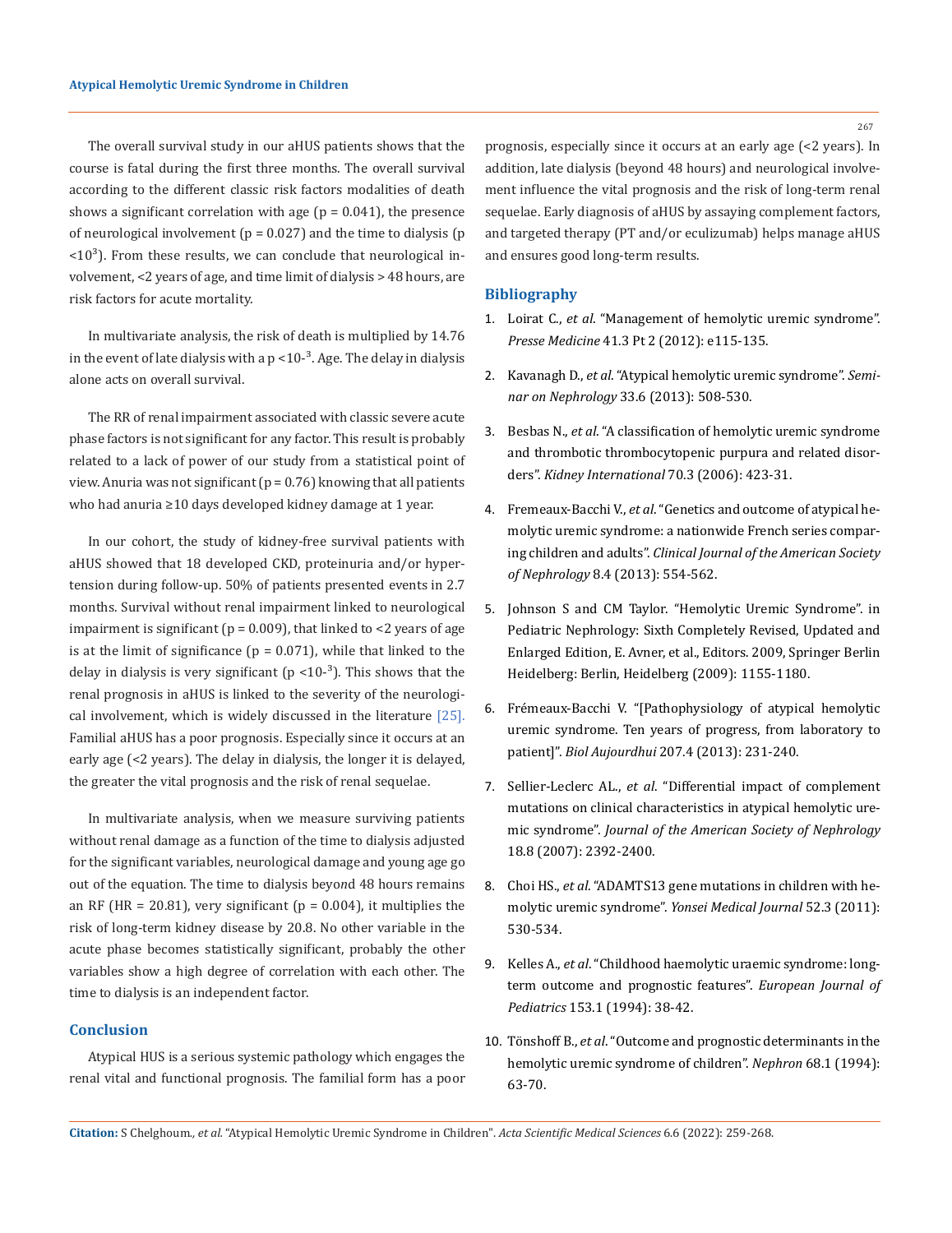The overall survival study in our aHUS patients shows that the course is fatal during the first three months. The overall survival according to the different classic risk factors modalities of death shows a significant correlation with age ($p = 0.041$), the presence of neurological involvement ($p = 0.027$) and the time to dialysis ($p < 10^3$). From these results, we can conclude that neurological involvement, <2 years of age, and time limit of dialysis > 48 hours, are risk factors for acute mortality.

In multivariate analysis, the risk of death is multiplied by 14.76 in the event of late dialysis with a $p < 10^{-3}$. Age. The delay in dialysis alone acts on overall survival.

The RR of renal impairment associated with classic severe acute phase factors is not significant for any factor. This result is probably related to a lack of power of our study from a statistical point of view. Anuria was not significant ($p = 0.76$) knowing that all patients who had anuria ≥10 days developed kidney damage at 1 year.

In our cohort, the study of kidney-free survival patients with aHUS showed that 18 developed CKD, proteinuria and/or hypertension during follow-up. 50% of patients presented events in 2.7 months. Survival without renal impairment linked to neurological impairment is significant ($p = 0.009$), that linked to <2 years of age is at the limit of significance ($p = 0.071$), while that linked to the delay in dialysis is very significant ($p < 10^{-3}$). This shows that the renal prognosis in aHUS is linked to the severity of the neurological involvement, which is widely discussed in the literature [25]. Familial aHUS has a poor prognosis. Especially since it occurs at an early age (<2 years). The delay in dialysis, the longer it is delayed, the greater the vital prognosis and the risk of renal sequelae.

In multivariate analysis, when we measure surviving patients without renal damage as a function of the time to dialysis adjusted for the significant variables, neurological damage and young age go out of the equation. The time to dialysis beyond 48 hours remains an RF (HR = 20.81), very significant ($p = 0.004$), it multiplies the risk of long-term kidney disease by 20.8. No other variable in the acute phase becomes statistically significant, probably the other variables show a high degree of correlation with each other. The time to dialysis is an independent factor.

## Conclusion

Atypical HUS is a serious systemic pathology which engages the renal vital and functional prognosis. The familial form has a poor prognosis, especially since it occurs at an early age (<2 years). In addition, late dialysis (beyond 48 hours) and neurological involvement influence the vital prognosis and the risk of long-term renal sequelae. Early diagnosis of aHUS by assaying complement factors, and targeted therapy (PT and/or eculizumab) helps manage aHUS and ensures good long-term results.

## Bibliography

1. Loirat C., *et al*. "Management of hemolytic uremic syndrome". *Presse Medicine* 41.3 Pt 2 (2012): e115-135.
2. Kavanagh D., *et al*. "Atypical hemolytic uremic syndrome". *Seminar on Nephrology* 33.6 (2013): 508-530.
3. Besbas N., *et al*. "A classification of hemolytic uremic syndrome and thrombotic thrombocytopenic purpura and related disorders". *Kidney International* 70.3 (2006): 423-31.
4. Fremeaux-Bacchi V., *et al*. "Genetics and outcome of atypical hemolytic uremic syndrome: a nationwide French series comparing children and adults". *Clinical Journal of the American Society of Nephrology* 8.4 (2013): 554-562.
5. Johnson S and CM Taylor. "Hemolytic Uremic Syndrome". in Pediatric Nephrology: Sixth Completely Revised, Updated and Enlarged Edition, E. Avner, et al., Editors. 2009, Springer Berlin Heidelberg: Berlin, Heidelberg (2009): 1155-1180.
6. Frémeaux-Bacchi V. "[Pathophysiology of atypical hemolytic uremic syndrome. Ten years of progress, from laboratory to patient]". *Biol Aujourdhui* 207.4 (2013): 231-240.
7. Sellier-Leclerc AL., *et al*. "Differential impact of complement mutations on clinical characteristics in atypical hemolytic uremic syndrome". *Journal of the American Society of Nephrology* 18.8 (2007): 2392-2400.
8. Choi HS., *et al*. "ADAMTS13 gene mutations in children with hemolytic uremic syndrome". *Yonsei Medical Journal* 52.3 (2011): 530-534.
9. Kelles A., *et al*. "Childhood haemolytic uraemic syndrome: long-term outcome and prognostic features". *European Journal of Pediatrics* 153.1 (1994): 38-42.
10. Tönshoff B., *et al*. "Outcome and prognostic determinants in the hemolytic uremic syndrome of children". *Nephron* 68.1 (1994): 63-70.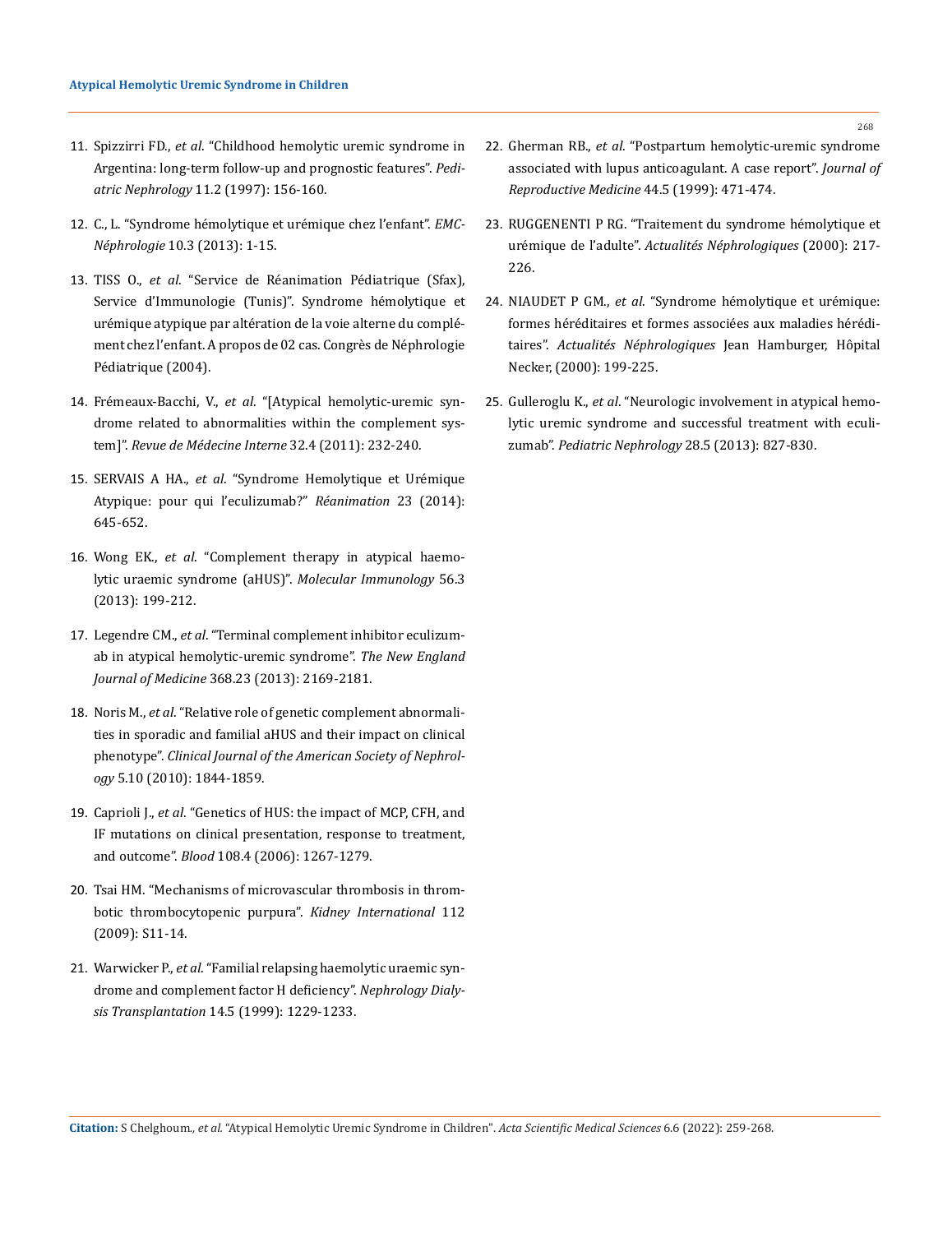11. Spizzirri FD., *et al*. "Childhood hemolytic uremic syndrome in Argentina: long-term follow-up and prognostic features". *Pediatric Nephrology* 11.2 (1997): 156-160.
12. C., L. "Syndrome hémolytique et urémique chez l'enfant". *EMC-Néphrologie* 10.3 (2013): 1-15.
13. TISS O., *et al*. "Service de Réanimation Pédiatrique (Sfax), Service d'Immunologie (Tunis)". Syndrome hémolytique et urémique atypique par altération de la voie alterne du complément chez l'enfant. A propos de 02 cas. Congrès de Néphrologie Pédiatrique (2004).
14. Frémeaux-Bacchi, V., *et al*. "[Atypical hemolytic-uremic syndrome related to abnormalities within the complement system]". *Revue de Médecine Interne* 32.4 (2011): 232-240.
15. SERVAIS A HA., *et al*. "Syndrome Hemolytique et Urémique Atypique: pour qui l'eculizumab?" *Réanimation* 23 (2014): 645-652.
16. Wong EK., *et al*. "Complement therapy in atypical haemolytic uraemic syndrome (aHUS)". *Molecular Immunology* 56.3 (2013): 199-212.
17. Legendre CM., *et al*. "Terminal complement inhibitor eculizumab in atypical hemolytic-uremic syndrome". *The New England Journal of Medicine* 368.23 (2013): 2169-2181.
18. Noris M., *et al*. "Relative role of genetic complement abnormalities in sporadic and familial aHUS and their impact on clinical phenotype". *Clinical Journal of the American Society of Nephrology* 5.10 (2010): 1844-1859.
19. Caprioli J., *et al*. "Genetics of HUS: the impact of MCP, CFH, and IF mutations on clinical presentation, response to treatment, and outcome". *Blood* 108.4 (2006): 1267-1279.
20. Tsai HM. "Mechanisms of microvascular thrombosis in thrombotic thrombocytopenic purpura". *Kidney International* 112 (2009): S11-14.
21. Warwicker P., *et al*. "Familial relapsing haemolytic uraemic syndrome and complement factor H deficiency". *Nephrology Dialysis Transplantation* 14.5 (1999): 1229-1233.
22. Gherman RB., *et al*. "Postpartum hemolytic-uremic syndrome associated with lupus anticoagulant. A case report". *Journal of Reproductive Medicine* 44.5 (1999): 471-474.
23. RUGGENENTI P RG. "Traitement du syndrome hémolytique et urémique de l'adulte". *Actualités Néphrologiques* (2000): 217-226.
24. NIAUDET P GM., *et al*. "Syndrome hémolytique et urémique: formes héréditaires et formes associées aux maladies héréditaires". *Actualités Néphrologiques* Jean Hamburger, Hôpital Necker, (2000): 199-225.
25. Gulleroglu K., *et al*. "Neurologic involvement in atypical hemolytic uremic syndrome and successful treatment with eculizumab". *Pediatric Nephrology* 28.5 (2013): 827-830.